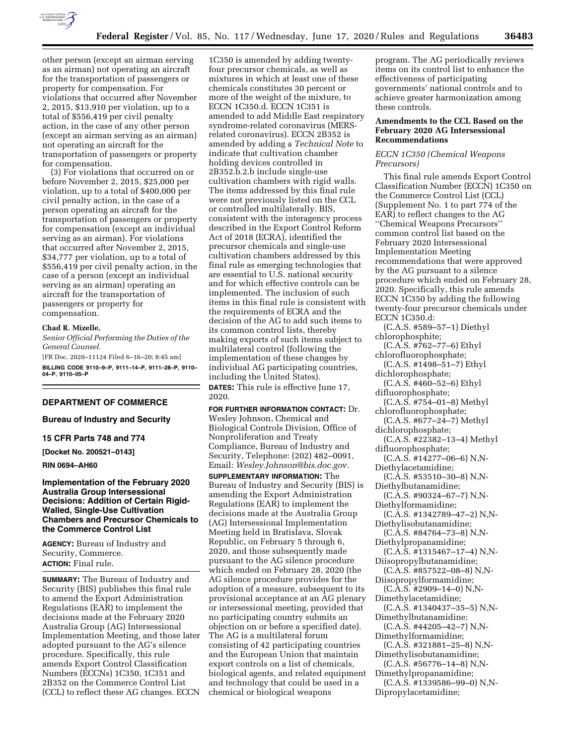other person (except an airman serving as an airman) not operating an aircraft for the transportation of passengers or property for compensation. For violations that occurred after November 2, 2015, $13,910 per violation, up to a total of $556,419 per civil penalty action, in the case of any other person (except an airman serving as an airman) not operating an aircraft for the transportation of passengers or property for compensation.

(3) For violations that occurred on or before November 2, 2015, $25,000 per violation, up to a total of $400,000 per civil penalty action, in the case of a person operating an aircraft for the transportation of passengers or property for compensation (except an individual serving as an airman). For violations that occurred after November 2, 2015, $34,777 per violation, up to a total of $556,419 per civil penalty action, in the case of a person (except an individual serving as an airman) operating an aircraft for the transportation of passengers or property for compensation.

**Chad R. Mizelle,**

*Senior Official Performing the Duties of the General Counsel.*

[FR Doc. 2020–11124 Filed 6–16–20; 8:45 am]

**BILLING CODE 9110–9–P, 9111–14–P, 9111–28–P, 9110–04–P, 9110–05–P**

## DEPARTMENT OF COMMERCE

### Bureau of Industry and Security

### 15 CFR Parts 748 and 774

**[Docket No. 200521–0143]**

**RIN 0694–AH60**

### Implementation of the February 2020 Australia Group Intersessional Decisions: Addition of Certain Rigid-Walled, Single-Use Cultivation Chambers and Precursor Chemicals to the Commerce Control List

**AGENCY:** Bureau of Industry and Security, Commerce.

**ACTION:** Final rule.

**SUMMARY:** The Bureau of Industry and Security (BIS) publishes this final rule to amend the Export Administration Regulations (EAR) to implement the decisions made at the February 2020 Australia Group (AG) Intersessional Implementation Meeting, and those later adopted pursuant to the AG's silence procedure. Specifically, this rule amends Export Control Classification Numbers (ECCNs) 1C350, 1C351 and 2B352 on the Commerce Control List (CCL) to reflect these AG changes. ECCN 1C350 is amended by adding twenty-four precursor chemicals, as well as mixtures in which at least one of these chemicals constitutes 30 percent or more of the weight of the mixture, to ECCN 1C350.d. ECCN 1C351 is amended to add Middle East respiratory syndrome-related coronavirus (MERS-related coronavirus). ECCN 2B352 is amended by adding a *Technical Note* to indicate that cultivation chamber holding devices controlled in 2B352.b.2.b include single-use cultivation chambers with rigid walls. The items addressed by this final rule were not previously listed on the CCL or controlled multilaterally. BIS, consistent with the interagency process described in the Export Control Reform Act of 2018 (ECRA), identified the precursor chemicals and single-use cultivation chambers addressed by this final rule as emerging technologies that are essential to U.S. national security and for which effective controls can be implemented. The inclusion of such items in this final rule is consistent with the requirements of ECRA and the decision of the AG to add such items to its common control lists, thereby making exports of such items subject to multilateral control (following the implementation of these changes by individual AG participating countries, including the United States).

**DATES:** This rule is effective June 17, 2020.

**FOR FURTHER INFORMATION CONTACT:** Dr. Wesley Johnson, Chemical and Biological Controls Division, Office of Nonproliferation and Treaty Compliance, Bureau of Industry and Security, Telephone: (202) 482–0091, Email: *Wesley.Johnson@bis.doc.gov.*

**SUPPLEMENTARY INFORMATION:** The Bureau of Industry and Security (BIS) is amending the Export Administration Regulations (EAR) to implement the decisions made at the Australia Group (AG) Intersessional Implementation Meeting held in Bratislava, Slovak Republic, on February 5 through 6, 2020, and those subsequently made pursuant to the AG silence procedure which ended on February 28, 2020 (the AG silence procedure provides for the adoption of a measure, subsequent to its provisional acceptance at an AG plenary or intersessional meeting, provided that no participating country submits an objection on or before a specified date). The AG is a multilateral forum consisting of 42 participating countries and the European Union that maintain export controls on a list of chemicals, biological agents, and related equipment and technology that could be used in a chemical or biological weapons program. The AG periodically reviews items on its control list to enhance the effectiveness of participating governments' national controls and to achieve greater harmonization among these controls.

**Amendments to the CCL Based on the February 2020 AG Intersessional Recommendations**

*ECCN 1C350 (Chemical Weapons Precursors)*

This final rule amends Export Control Classification Number (ECCN) 1C350 on the Commerce Control List (CCL) (Supplement No. 1 to part 774 of the EAR) to reflect changes to the AG ''Chemical Weapons Precursors'' common control list based on the February 2020 Intersessional Implementation Meeting recommendations that were approved by the AG pursuant to a silence procedure which ended on February 28, 2020. Specifically, this rule amends ECCN 1C350 by adding the following twenty-four precursor chemicals under ECCN 1C350.d:

(C.A.S. #589–57–1) Diethyl chlorophosphite;
(C.A.S. #762–77–6) Ethyl chlorofluorophosphate;
(C.A.S. #1498–51–7) Ethyl dichlorophosphate;
(C.A.S. #460–52–6) Ethyl difluorophosphate;
(C.A.S. #754–01–8) Methyl chlorofluorophosphate;
(C.A.S. #677–24–7) Methyl dichlorophosphate;
(C.A.S. #22382–13–4) Methyl difluorophosphate;
(C.A.S. #14277–06–6) N,N-Diethylacetamidine;
(C.A.S. #53510–30–8) N,N-Diethylbutanamidine;
(C.A.S. #90324–67–7) N,N-Diethylformamidine;
(C.A.S. #1342789–47–2) N,N-Diethylisobutanamidine;
(C.A.S. #84764–73–8) N,N-Diethylpropanamidine;
(C.A.S. #1315467–17–4) N,N-Diisopropylbutanamidine;
(C.A.S. #857522–08–8) N,N-Diisopropylformamidine;
(C.A.S. #2909–14–0) N,N-Dimethylacetamidine;
(C.A.S. #1340437–35–5) N,N-Dimethylbutanamidine;
(C.A.S. #44205–42–7) N,N-Dimethylformamidine;
(C.A.S. #321881–25–8) N,N-Dimethylisobutanamidine;
(C.A.S. #56776–14–8) N,N-Dimethylpropanamidine;
(C.A.S. #1339586–99–0) N,N-Dipropylacetamidine;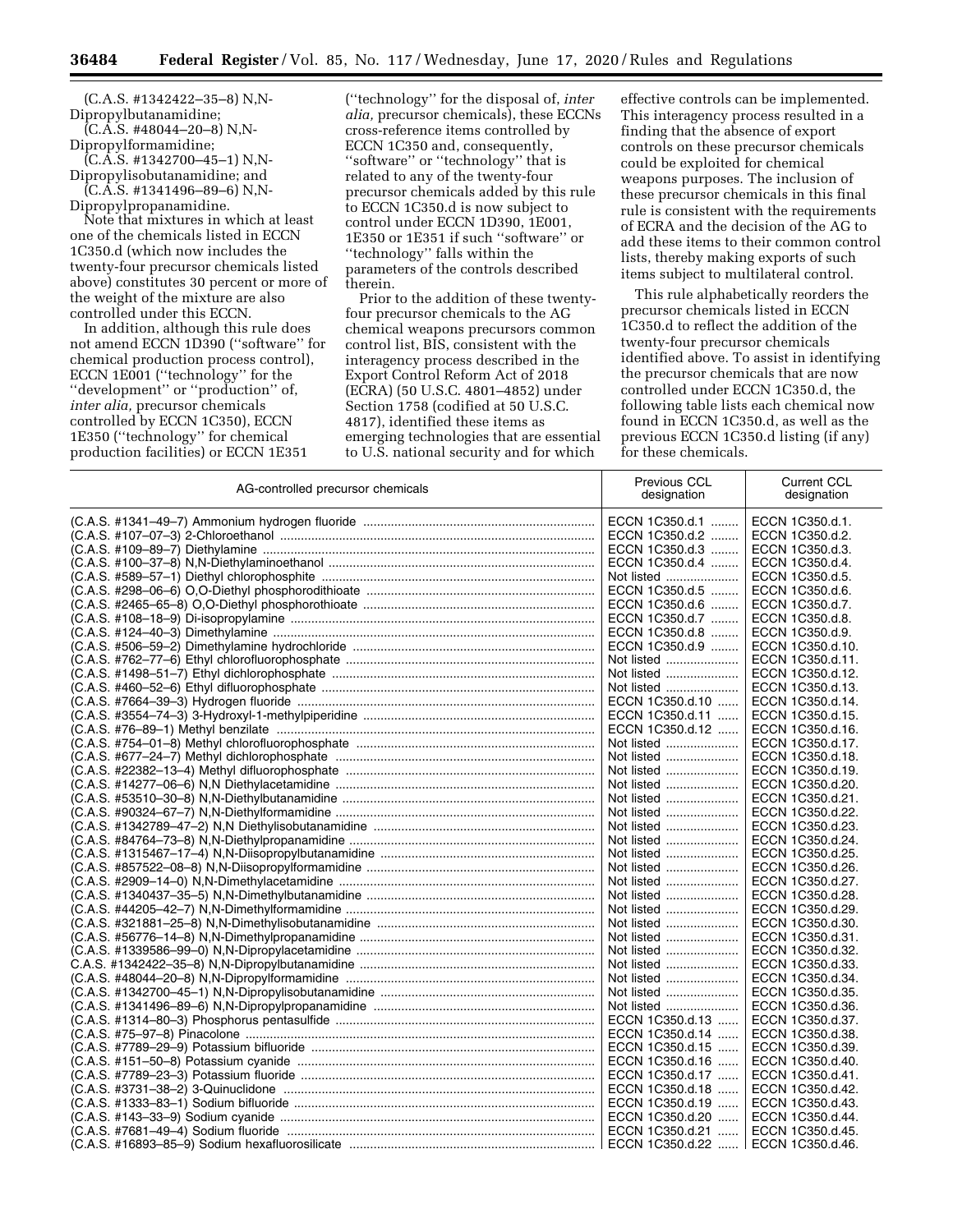(C.A.S. #1342422–35–8) N,N-Dipropylbutanamidine;

(C.A.S. #48044–20–8) N,N-Dipropylformamidine;

(C.A.S. #1342700–45–1) N,N-Dipropylisobutanamidine; and

(C.A.S. #1341496–89–6) N,N-Dipropylpropanamidine.

Note that mixtures in which at least one of the chemicals listed in ECCN 1C350.d (which now includes the twenty-four precursor chemicals listed above) constitutes 30 percent or more of the weight of the mixture are also controlled under this ECCN.

In addition, although this rule does not amend ECCN 1D390 (''software'' for chemical production process control), ECCN 1E001 (''technology'' for the ''development'' or ''production'' of, *inter alia,* precursor chemicals controlled by ECCN 1C350), ECCN 1E350 (''technology'' for chemical production facilities) or ECCN 1E351 (''technology'' for the disposal of, *inter alia,* precursor chemicals), these ECCNs cross-reference items controlled by ECCN 1C350 and, consequently, ''software'' or ''technology'' that is related to any of the twenty-four precursor chemicals added by this rule to ECCN 1C350.d is now subject to control under ECCN 1D390, 1E001, 1E350 or 1E351 if such ''software'' or ''technology'' falls within the parameters of the controls described therein.

Prior to the addition of these twenty-four precursor chemicals to the AG chemical weapons precursors common control list, BIS, consistent with the interagency process described in the Export Control Reform Act of 2018 (ECRA) (50 U.S.C. 4801–4852) under Section 1758 (codified at 50 U.S.C. 4817), identified these items as emerging technologies that are essential to U.S. national security and for which effective controls can be implemented. This interagency process resulted in a finding that the absence of export controls on these precursor chemicals could be exploited for chemical weapons purposes. The inclusion of these precursor chemicals in this final rule is consistent with the requirements of ECRA and the decision of the AG to add these items to their common control lists, thereby making exports of such items subject to multilateral control.

This rule alphabetically reorders the precursor chemicals listed in ECCN 1C350.d to reflect the addition of the twenty-four precursor chemicals identified above. To assist in identifying the precursor chemicals that are now controlled under ECCN 1C350.d, the following table lists each chemical now found in ECCN 1C350.d, as well as the previous ECCN 1C350.d listing (if any) for these chemicals.

| AG-controlled precursor chemicals | Previous CCL designation | Current CCL designation |
|---|---|---|
| (C.A.S. #1341–49–7) Ammonium hydrogen fluoride | ECCN 1C350.d.1 | ECCN 1C350.d.1. |
| (C.A.S. #107–07–3) 2-Chloroethanol | ECCN 1C350.d.2 | ECCN 1C350.d.2. |
| (C.A.S. #109–89–7) Diethylamine | ECCN 1C350.d.3 | ECCN 1C350.d.3. |
| (C.A.S. #100–37–8) N,N-Diethylaminoethanol | ECCN 1C350.d.4 | ECCN 1C350.d.4. |
| (C.A.S. #589–57–1) Diethyl chlorophosphite | Not listed | ECCN 1C350.d.5. |
| (C.A.S. #298–06–6) O,O-Diethyl phosphorodithioate | ECCN 1C350.d.5 | ECCN 1C350.d.6. |
| (C.A.S. #2465–65–8) O,O-Diethyl phosphorothioate | ECCN 1C350.d.6 | ECCN 1C350.d.7. |
| (C.A.S. #108–18–9) Di-isopropylamine | ECCN 1C350.d.7 | ECCN 1C350.d.8. |
| (C.A.S. #124–40–3) Dimethylamine | ECCN 1C350.d.8 | ECCN 1C350.d.9. |
| (C.A.S. #506–59–2) Dimethylamine hydrochloride | ECCN 1C350.d.9 | ECCN 1C350.d.10. |
| (C.A.S. #762–77–6) Ethyl chlorofluorophosphate | Not listed | ECCN 1C350.d.11. |
| (C.A.S. #1498–51–7) Ethyl dichlorophosphate | Not listed | ECCN 1C350.d.12. |
| (C.A.S. #460–52–6) Ethyl difluorophosphate | Not listed | ECCN 1C350.d.13. |
| (C.A.S. #7664–39–3) Hydrogen fluoride | ECCN 1C350.d.10 | ECCN 1C350.d.14. |
| (C.A.S. #3554–74–3) 3-Hydroxyl-1-methylpiperidine | ECCN 1C350.d.11 | ECCN 1C350.d.15. |
| (C.A.S. #76–89–1) Methyl benzilate | ECCN 1C350.d.12 | ECCN 1C350.d.16. |
| (C.A.S. #754–01–8) Methyl chlorofluorophosphate | Not listed | ECCN 1C350.d.17. |
| (C.A.S. #677–24–7) Methyl dichlorophosphate | Not listed | ECCN 1C350.d.18. |
| (C.A.S. #22382–13–4) Methyl difluorophosphate | Not listed | ECCN 1C350.d.19. |
| (C.A.S. #14277–06–6) N,N Diethylacetamidine | Not listed | ECCN 1C350.d.20. |
| (C.A.S. #53510–30–8) N,N-Diethylbutanamidine | Not listed | ECCN 1C350.d.21. |
| (C.A.S. #90324–67–7) N,N-Diethylformamidine | Not listed | ECCN 1C350.d.22. |
| (C.A.S. #1342789–47–2) N,N Diethylisobutanamidine | Not listed | ECCN 1C350.d.23. |
| (C.A.S. #84764–73–8) N,N-Diethylpropanamidine | Not listed | ECCN 1C350.d.24. |
| (C.A.S. #1315467–17–4) N,N-Diisopropylbutanamidine | Not listed | ECCN 1C350.d.25. |
| (C.A.S. #857522–08–8) N,N-Diisopropylformamidine | Not listed | ECCN 1C350.d.26. |
| (C.A.S. #2909–14–0) N,N-Dimethylacetamidine | Not listed | ECCN 1C350.d.27. |
| (C.A.S. #1340437–35–5) N,N-Dimethylbutanamidine | Not listed | ECCN 1C350.d.28. |
| (C.A.S. #44205–42–7) N,N-Dimethylformamidine | Not listed | ECCN 1C350.d.29. |
| (C.A.S. #321881–25–8) N,N-Dimethylisobutanamidine | Not listed | ECCN 1C350.d.30. |
| (C.A.S. #56776–14–8) N,N-Dimethylpropanamidine | Not listed | ECCN 1C350.d.31. |
| (C.A.S. #1339586–99–0) N,N-Dipropylacetamidine | Not listed | ECCN 1C350.d.32. |
| C.A.S. #1342422–35–8) N,N-Dipropylbutanamidine | Not listed | ECCN 1C350.d.33. |
| (C.A.S. #48044–20–8) N,N-Dipropylformamidine | Not listed | ECCN 1C350.d.34. |
| (C.A.S. #1342700–45–1) N,N-Dipropylisobutanamidine | Not listed | ECCN 1C350.d.35. |
| (C.A.S. #1341496–89–6) N,N-Dipropylpropanamidine | Not listed | ECCN 1C350.d.36. |
| (C.A.S. #1314–80–3) Phosphorus pentasulfide | ECCN 1C350.d.13 | ECCN 1C350.d.37. |
| (C.A.S. #75–97–8) Pinacolone | ECCN 1C350.d.14 | ECCN 1C350.d.38. |
| (C.A.S. #7789–29–9) Potassium bifluoride | ECCN 1C350.d.15 | ECCN 1C350.d.39. |
| (C.A.S. #151–50–8) Potassium cyanide | ECCN 1C350.d.16 | ECCN 1C350.d.40. |
| (C.A.S. #7789–23–3) Potassium fluoride | ECCN 1C350.d.17 | ECCN 1C350.d.41. |
| (C.A.S. #3731–38–2) 3-Quinuclidone | ECCN 1C350.d.18 | ECCN 1C350.d.42. |
| (C.A.S. #1333–83–1) Sodium bifluoride | ECCN 1C350.d.19 | ECCN 1C350.d.43. |
| (C.A.S. #143–33–9) Sodium cyanide | ECCN 1C350.d.20 | ECCN 1C350.d.44. |
| (C.A.S. #7681–49–4) Sodium fluoride | ECCN 1C350.d.21 | ECCN 1C350.d.45. |
| (C.A.S. #16893–85–9) Sodium hexafluorosilicate | ECCN 1C350.d.22 | ECCN 1C350.d.46. |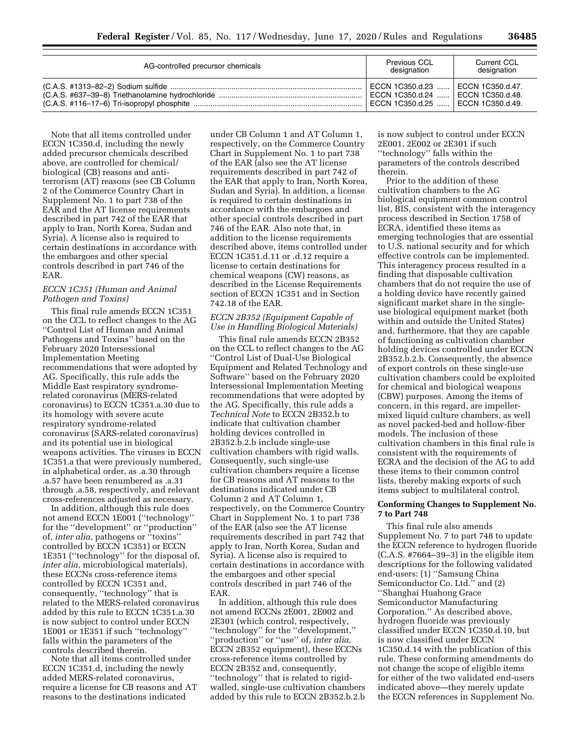| AG-controlled precursor chemicals | Previous CCL designation | Current CCL designation |
|---|---|---|
| (C.A.S. #1313–82–2) Sodium sulfide | ECCN 1C350.d.23 | ECCN 1C350.d.47. |
| (C.A.S. #637–39–8) Triethanolamine hydrochloride | ECCN 1C350.d.24 | ECCN 1C350.d.48. |
| (C.A.S. #116–17–6) Tri-isopropyl phosphite | ECCN 1C350.d.25 | ECCN 1C350.d.49. |

Note that all items controlled under ECCN 1C350.d, including the newly added precursor chemicals described above, are controlled for chemical/biological (CB) reasons and anti-terrorism (AT) reasons (see CB Column 2 of the Commerce Country Chart in Supplement No. 1 to part 738 of the EAR and the AT license requirements described in part 742 of the EAR that apply to Iran, North Korea, Sudan and Syria). A license also is required to certain destinations in accordance with the embargoes and other special controls described in part 746 of the EAR.

### *ECCN 1C351 (Human and Animal Pathogen and Toxins)*

This final rule amends ECCN 1C351 on the CCL to reflect changes to the AG ''Control List of Human and Animal Pathogens and Toxins'' based on the February 2020 Intersessional Implementation Meeting recommendations that were adopted by AG. Specifically, this rule adds the Middle East respiratory syndrome-related coronavirus (MERS-related coronavirus) to ECCN 1C351.a.30 due to its homology with severe acute respiratory syndrome-related coronavirus (SARS-related coronavirus) and its potential use in biological weapons activities. The viruses in ECCN 1C351.a that were previously numbered, in alphabetical order, as .a.30 through .a.57 have been renumbered as .a.31 through .a.58, respectively, and relevant cross-references adjusted as necessary.

In addition, although this rule does not amend ECCN 1E001 (''technology'' for the ''development'' or ''production'' of, *inter alia,* pathogens or ''toxins'' controlled by ECCN 1C351) or ECCN 1E351 (''technology'' for the disposal of, *inter alia,* microbiological materials), these ECCNs cross-reference items controlled by ECCN 1C351 and, consequently, ''technology'' that is related to the MERS-related coronavirus added by this rule to ECCN 1C351.a.30 is now subject to control under ECCN 1E001 or 1E351 if such ''technology'' falls within the parameters of the controls described therein.

Note that all items controlled under ECCN 1C351.d, including the newly added MERS-related coronavirus, require a license for CB reasons and AT reasons to the destinations indicated under CB Column 1 and AT Column 1, respectively, on the Commerce Country Chart in Supplement No. 1 to part 738 of the EAR (also see the AT license requirements described in part 742 of the EAR that apply to Iran, North Korea, Sudan and Syria). In addition, a license is required to certain destinations in accordance with the embargoes and other special controls described in part 746 of the EAR. Also note that, in addition to the license requirements described above, items controlled under ECCN 1C351.d.11 or .d.12 require a license to certain destinations for chemical weapons (CW) reasons, as described in the License Requirements section of ECCN 1C351 and in Section 742.18 of the EAR.

### *ECCN 2B352 (Equipment Capable of Use in Handling Biological Materials)*

This final rule amends ECCN 2B352 on the CCL to reflect changes to the AG ''Control List of Dual-Use Biological Equipment and Related Technology and Software'' based on the February 2020 Intersessional Implementation Meeting recommendations that were adopted by the AG. Specifically, this rule adds a *Technical Note* to ECCN 2B352.b to indicate that cultivation chamber holding devices controlled in 2B352.b.2.b include single-use cultivation chambers with rigid walls. Consequently, such single-use cultivation chambers require a license for CB reasons and AT reasons to the destinations indicated under CB Column 2 and AT Column 1, respectively, on the Commerce Country Chart in Supplement No. 1 to part 738 of the EAR (also see the AT license requirements described in part 742 that apply to Iran, North Korea, Sudan and Syria). A license also is required to certain destinations in accordance with the embargoes and other special controls described in part 746 of the EAR.

In addition, although this rule does not amend ECCNs 2E001, 2E002 and 2E301 (which control, respectively, ''technology'' for the ''development,'' ''production'' or ''use'' of, *inter alia,* ECCN 2B352 equipment), these ECCNs cross-reference items controlled by ECCN 2B352 and, consequently, ''technology'' that is related to rigid-walled, single-use cultivation chambers added by this rule to ECCN 2B352.b.2.b is now subject to control under ECCN 2E001, 2E002 or 2E301 if such ''technology'' falls within the parameters of the controls described therein.

Prior to the addition of these cultivation chambers to the AG biological equipment common control list, BIS, consistent with the interagency process described in Section 1758 of ECRA, identified these items as emerging technologies that are essential to U.S. national security and for which effective controls can be implemented. This interagency process resulted in a finding that disposable cultivation chambers that do not require the use of a holding device have recently gained significant market share in the single-use biological equipment market (both within and outside the United States) and, furthermore, that they are capable of functioning as cultivation chamber holding devices controlled under ECCN 2B352.b.2.b. Consequently, the absence of export controls on these single-use cultivation chambers could be exploited for chemical and biological weapons (CBW) purposes. Among the items of concern, in this regard, are impeller-mixed liquid culture chambers, as well as novel packed-bed and hollow-fiber models. The inclusion of these cultivation chambers in this final rule is consistent with the requirements of ECRA and the decision of the AG to add these items to their common control lists, thereby making exports of such items subject to multilateral control.

## Conforming Changes to Supplement No. 7 to Part 748

This final rule also amends Supplement No. 7 to part 748 to update the ECCN reference to hydrogen fluoride (C.A.S. #7664–39–3) in the eligible item descriptions for the following validated end-users: (1) ''Samsung China Semiconductor Co. Ltd.'' and (2) ''Shanghai Huahong Grace Semiconductor Manufacturing Corporation.'' As described above, hydrogen fluoride was previously classified under ECCN 1C350.d.10, but is now classified under ECCN 1C350.d.14 with the publication of this rule. These conforming amendments do not change the scope of eligible items for either of the two validated end-users indicated above—they merely update the ECCN references in Supplement No.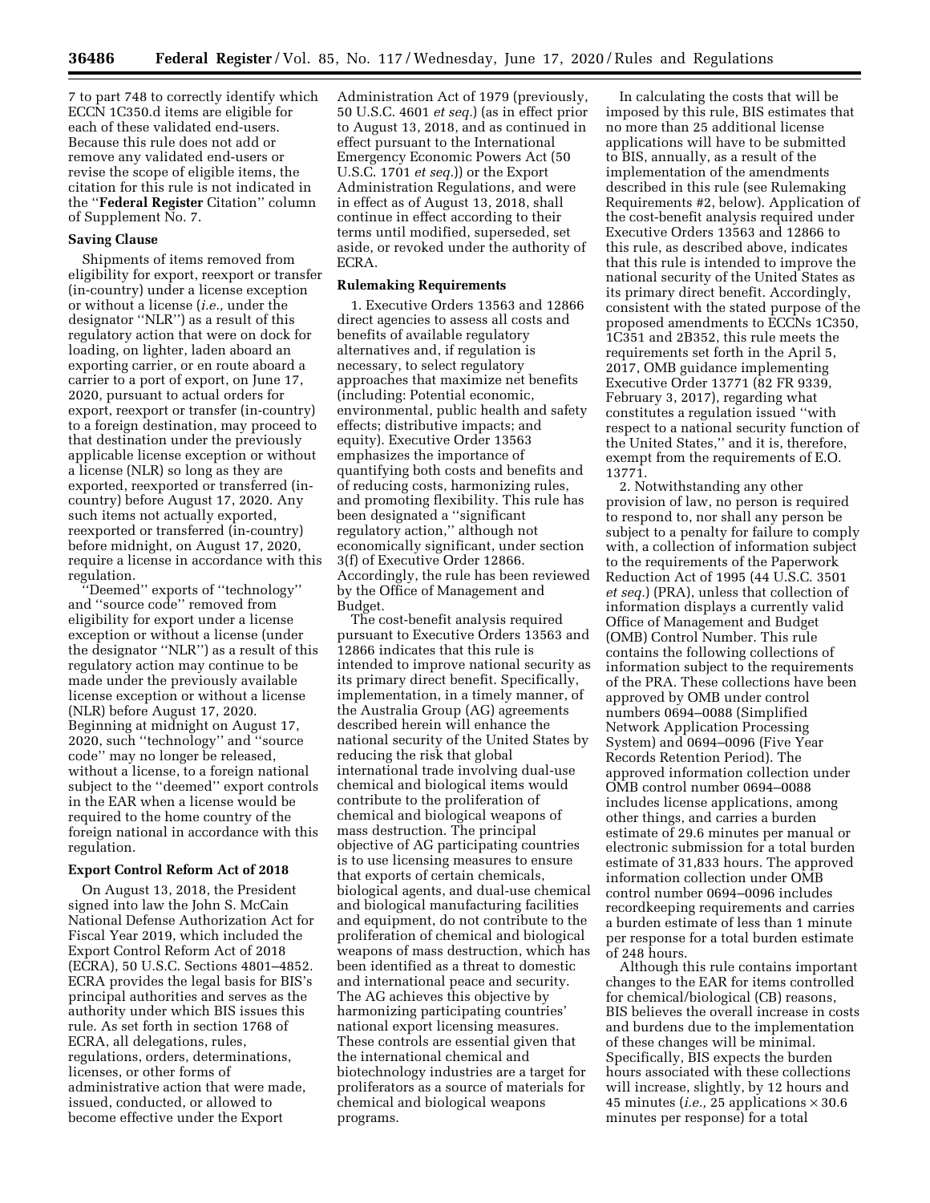7 to part 748 to correctly identify which ECCN 1C350.d items are eligible for each of these validated end-users. Because this rule does not add or remove any validated end-users or revise the scope of eligible items, the citation for this rule is not indicated in the "**Federal Register** Citation" column of Supplement No. 7.

### Saving Clause

Shipments of items removed from eligibility for export, reexport or transfer (in-country) under a license exception or without a license (*i.e.,* under the designator "NLR") as a result of this regulatory action that were on dock for loading, on lighter, laden aboard an exporting carrier, or en route aboard a carrier to a port of export, on June 17, 2020, pursuant to actual orders for export, reexport or transfer (in-country) to a foreign destination, may proceed to that destination under the previously applicable license exception or without a license (NLR) so long as they are exported, reexported or transferred (in-country) before August 17, 2020. Any such items not actually exported, reexported or transferred (in-country) before midnight, on August 17, 2020, require a license in accordance with this regulation.

"Deemed" exports of "technology" and "source code" removed from eligibility for export under a license exception or without a license (under the designator "NLR") as a result of this regulatory action may continue to be made under the previously available license exception or without a license (NLR) before August 17, 2020. Beginning at midnight on August 17, 2020, such "technology" and "source code" may no longer be released, without a license, to a foreign national subject to the "deemed" export controls in the EAR when a license would be required to the home country of the foreign national in accordance with this regulation.

### Export Control Reform Act of 2018

On August 13, 2018, the President signed into law the John S. McCain National Defense Authorization Act for Fiscal Year 2019, which included the Export Control Reform Act of 2018 (ECRA), 50 U.S.C. Sections 4801–4852. ECRA provides the legal basis for BIS's principal authorities and serves as the authority under which BIS issues this rule. As set forth in section 1768 of ECRA, all delegations, rules, regulations, orders, determinations, licenses, or other forms of administrative action that were made, issued, conducted, or allowed to become effective under the Export Administration Act of 1979 (previously, 50 U.S.C. 4601 *et seq.*) (as in effect prior to August 13, 2018, and as continued in effect pursuant to the International Emergency Economic Powers Act (50 U.S.C. 1701 *et seq.*)) or the Export Administration Regulations, and were in effect as of August 13, 2018, shall continue in effect according to their terms until modified, superseded, set aside, or revoked under the authority of ECRA.

### Rulemaking Requirements

1. Executive Orders 13563 and 12866 direct agencies to assess all costs and benefits of available regulatory alternatives and, if regulation is necessary, to select regulatory approaches that maximize net benefits (including: Potential economic, environmental, public health and safety effects; distributive impacts; and equity). Executive Order 13563 emphasizes the importance of quantifying both costs and benefits and of reducing costs, harmonizing rules, and promoting flexibility. This rule has been designated a "significant regulatory action," although not economically significant, under section 3(f) of Executive Order 12866. Accordingly, the rule has been reviewed by the Office of Management and Budget.

The cost-benefit analysis required pursuant to Executive Orders 13563 and 12866 indicates that this rule is intended to improve national security as its primary direct benefit. Specifically, implementation, in a timely manner, of the Australia Group (AG) agreements described herein will enhance the national security of the United States by reducing the risk that global international trade involving dual-use chemical and biological items would contribute to the proliferation of chemical and biological weapons of mass destruction. The principal objective of AG participating countries is to use licensing measures to ensure that exports of certain chemicals, biological agents, and dual-use chemical and biological manufacturing facilities and equipment, do not contribute to the proliferation of chemical and biological weapons of mass destruction, which has been identified as a threat to domestic and international peace and security. The AG achieves this objective by harmonizing participating countries' national export licensing measures. These controls are essential given that the international chemical and biotechnology industries are a target for proliferators as a source of materials for chemical and biological weapons programs.

In calculating the costs that will be imposed by this rule, BIS estimates that no more than 25 additional license applications will have to be submitted to BIS, annually, as a result of the implementation of the amendments described in this rule (see Rulemaking Requirements #2, below). Application of the cost-benefit analysis required under Executive Orders 13563 and 12866 to this rule, as described above, indicates that this rule is intended to improve the national security of the United States as its primary direct benefit. Accordingly, consistent with the stated purpose of the proposed amendments to ECCNs 1C350, 1C351 and 2B352, this rule meets the requirements set forth in the April 5, 2017, OMB guidance implementing Executive Order 13771 (82 FR 9339, February 3, 2017), regarding what constitutes a regulation issued "with respect to a national security function of the United States," and it is, therefore, exempt from the requirements of E.O. 13771.

2. Notwithstanding any other provision of law, no person is required to respond to, nor shall any person be subject to a penalty for failure to comply with, a collection of information subject to the requirements of the Paperwork Reduction Act of 1995 (44 U.S.C. 3501 *et seq.*) (PRA), unless that collection of information displays a currently valid Office of Management and Budget (OMB) Control Number. This rule contains the following collections of information subject to the requirements of the PRA. These collections have been approved by OMB under control numbers 0694–0088 (Simplified Network Application Processing System) and 0694–0096 (Five Year Records Retention Period). The approved information collection under OMB control number 0694–0088 includes license applications, among other things, and carries a burden estimate of 29.6 minutes per manual or electronic submission for a total burden estimate of 31,833 hours. The approved information collection under OMB control number 0694–0096 includes recordkeeping requirements and carries a burden estimate of less than 1 minute per response for a total burden estimate of 248 hours.

Although this rule contains important changes to the EAR for items controlled for chemical/biological (CB) reasons, BIS believes the overall increase in costs and burdens due to the implementation of these changes will be minimal. Specifically, BIS expects the burden hours associated with these collections will increase, slightly, by 12 hours and 45 minutes (*i.e.,* 25 applications × 30.6 minutes per response) for a total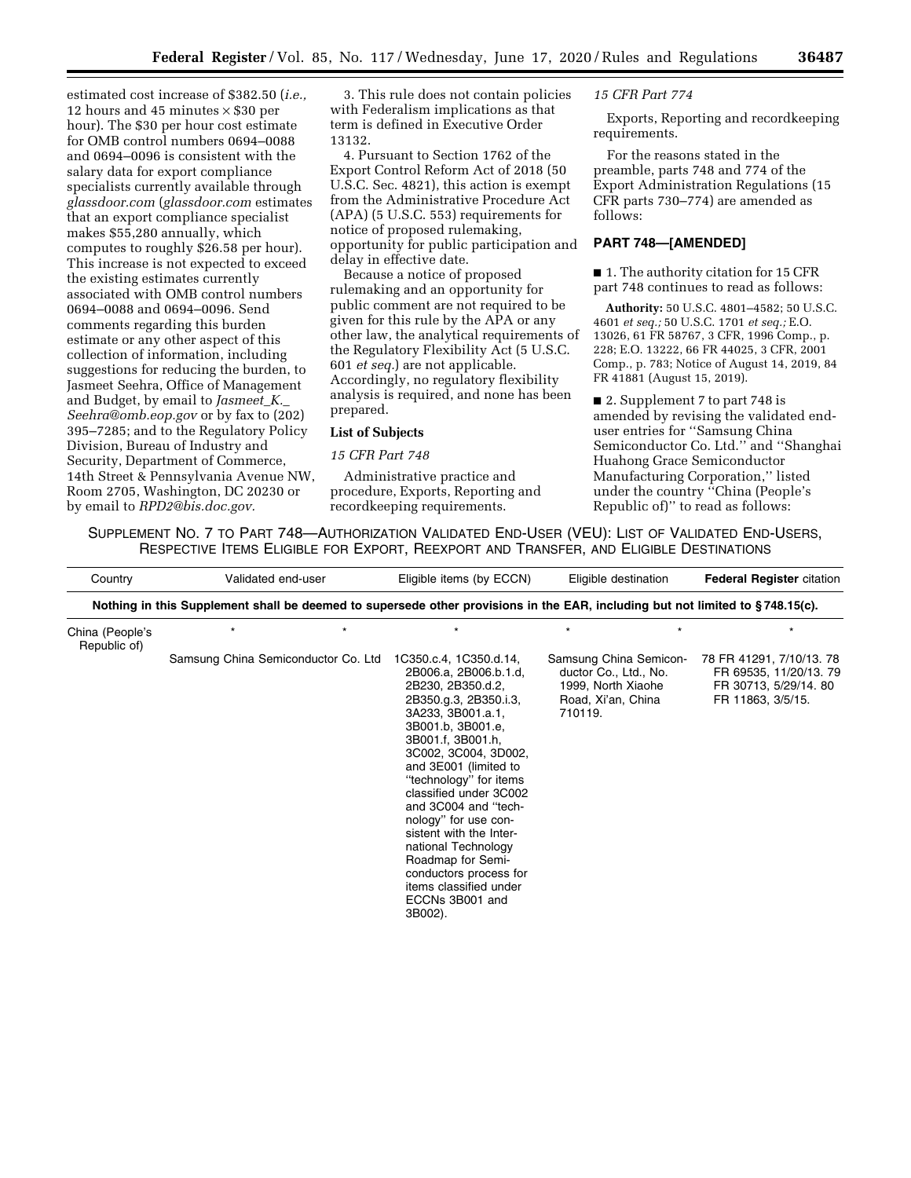estimated cost increase of $382.50 (*i.e.,* 12 hours and 45 minutes × $30 per hour). The $30 per hour cost estimate for OMB control numbers 0694–0088 and 0694–0096 is consistent with the salary data for export compliance specialists currently available through *glassdoor.com* (*glassdoor.com* estimates that an export compliance specialist makes $55,280 annually, which computes to roughly $26.58 per hour). This increase is not expected to exceed the existing estimates currently associated with OMB control numbers 0694–0088 and 0694–0096. Send comments regarding this burden estimate or any other aspect of this collection of information, including suggestions for reducing the burden, to Jasmeet Seehra, Office of Management and Budget, by email to *Jasmeet_K._Seehra@omb.eop.gov* or by fax to (202) 395–7285; and to the Regulatory Policy Division, Bureau of Industry and Security, Department of Commerce, 14th Street & Pennsylvania Avenue NW, Room 2705, Washington, DC 20230 or by email to *RPD2@bis.doc.gov.*

3. This rule does not contain policies with Federalism implications as that term is defined in Executive Order 13132.

4. Pursuant to Section 1762 of the Export Control Reform Act of 2018 (50 U.S.C. Sec. 4821), this action is exempt from the Administrative Procedure Act (APA) (5 U.S.C. 553) requirements for notice of proposed rulemaking, opportunity for public participation and delay in effective date.

Because a notice of proposed rulemaking and an opportunity for public comment are not required to be given for this rule by the APA or any other law, the analytical requirements of the Regulatory Flexibility Act (5 U.S.C. 601 *et seq.*) are not applicable. Accordingly, no regulatory flexibility analysis is required, and none has been prepared.

**List of Subjects**

*15 CFR Part 748*

Administrative practice and procedure, Exports, Reporting and recordkeeping requirements.

*15 CFR Part 774*

Exports, Reporting and recordkeeping requirements.

For the reasons stated in the preamble, parts 748 and 774 of the Export Administration Regulations (15 CFR parts 730–774) are amended as follows:

## PART 748—[AMENDED]

■ 1. The authority citation for 15 CFR part 748 continues to read as follows:

**Authority:** 50 U.S.C. 4801–4582; 50 U.S.C. 4601 *et seq.;* 50 U.S.C. 1701 *et seq.;* E.O. 13026, 61 FR 58767, 3 CFR, 1996 Comp., p. 228; E.O. 13222, 66 FR 44025, 3 CFR, 2001 Comp., p. 783; Notice of August 14, 2019, 84 FR 41881 (August 15, 2019).

■ 2. Supplement 7 to part 748 is amended by revising the validated end-user entries for ''Samsung China Semiconductor Co. Ltd.'' and ''Shanghai Huahong Grace Semiconductor Manufacturing Corporation,'' listed under the country ''China (People's Republic of)'' to read as follows:

SUPPLEMENT NO. 7 TO PART 748—AUTHORIZATION VALIDATED END-USER (VEU): LIST OF VALIDATED END-USERS, RESPECTIVE ITEMS ELIGIBLE FOR EXPORT, REEXPORT AND TRANSFER, AND ELIGIBLE DESTINATIONS

| Country | Validated end-user | Eligible items (by ECCN) | Eligible destination | **Federal Register** citation |
|---|---|---|---|---|
| Nothing in this Supplement shall be deemed to supersede other provisions in the EAR, including but not limited to § 748.15(c). | | | | |
| China (People's Republic of) | * * | * | * * | * |
| | Samsung China Semiconductor Co. Ltd | 1C350.c.4, 1C350.d.14, 2B006.a, 2B006.b.1.d, 2B230, 2B350.d.2, 2B350.g.3, 2B350.i.3, 3A233, 3B001.a.1, 3B001.b, 3B001.e, 3B001.f, 3B001.h, 3C002, 3C004, 3D002, and 3E001 (limited to ''technology'' for items classified under 3C002 and 3C004 and ''technology'' for use consistent with the International Technology Roadmap for Semiconductors process for items classified under ECCNs 3B001 and 3B002). | Samsung China Semiconductor Co., Ltd., No. 1999, North Xiaohe Road, Xi'an, China 710119. | 78 FR 41291, 7/10/13. 78 FR 69535, 11/20/13. 79 FR 30713, 5/29/14. 80 FR 11863, 3/5/15. |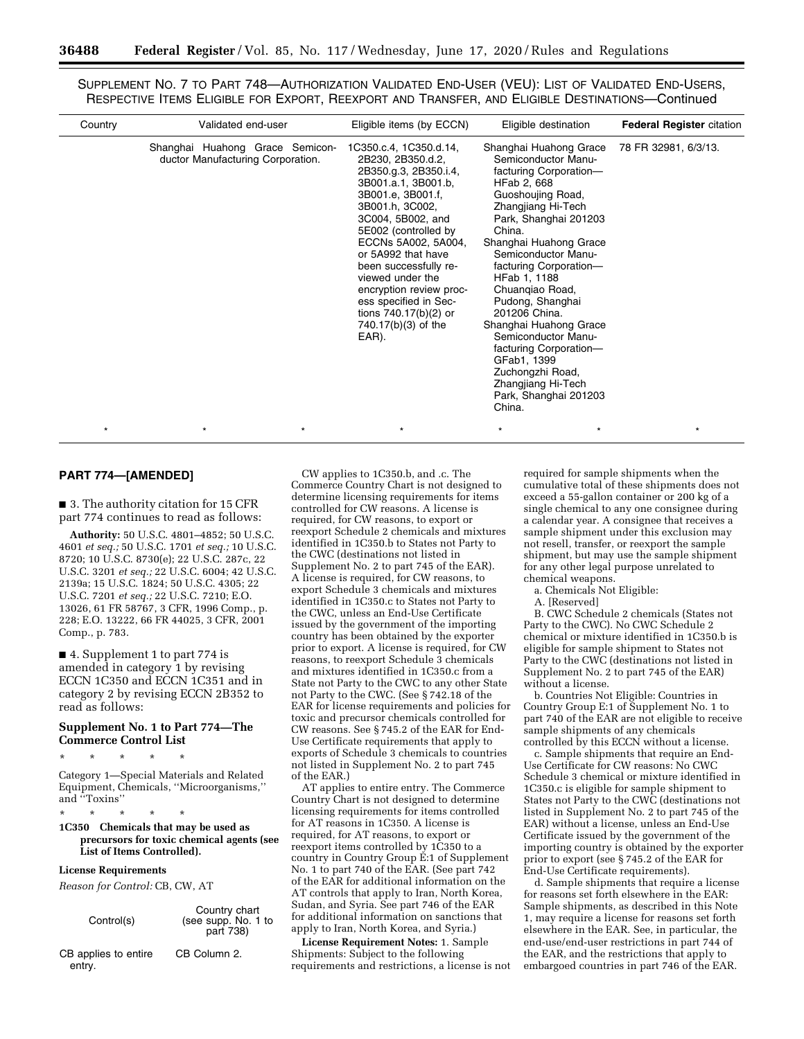SUPPLEMENT NO. 7 TO PART 748—AUTHORIZATION VALIDATED END-USER (VEU): LIST OF VALIDATED END-USERS, RESPECTIVE ITEMS ELIGIBLE FOR EXPORT, REEXPORT AND TRANSFER, AND ELIGIBLE DESTINATIONS—Continued

| Country | Validated end-user | Eligible items (by ECCN) | Eligible destination | **Federal Register** citation |
|---|---|---|---|---|
| | Shanghai Huahong Grace Semiconductor Manufacturing Corporation. | 1C350.c.4, 1C350.d.14, 2B230, 2B350.d.2, 2B350.g.3, 2B350.i.4, 3B001.a.1, 3B001.b, 3B001.e, 3B001.f, 3B001.h, 3C002, 3C004, 5B002, and 5E002 (controlled by ECCNs 5A002, 5A004, or 5A992 that have been successfully reviewed under the encryption review process specified in Sections 740.17(b)(2) or 740.17(b)(3) of the EAR). | Shanghai Huahong Grace Semiconductor Manufacturing Corporation—HFab 2, 668 Guoshoujing Road, Zhangjiang Hi-Tech Park, Shanghai 201203 China. Shanghai Huahong Grace Semiconductor Manufacturing Corporation—HFab 1, 1188 Chuanqiao Road, Pudong, Shanghai 201206 China. Shanghai Huahong Grace Semiconductor Manufacturing Corporation—GFab1, 1399 Zuchongzhi Road, Zhangjiang Hi-Tech Park, Shanghai 201203 China. | 78 FR 32981, 6/3/13. |
| * | * * | * | * * | * |

## PART 774—[AMENDED]

■ 3. The authority citation for 15 CFR part 774 continues to read as follows:

**Authority:** 50 U.S.C. 4801–4852; 50 U.S.C. 4601 *et seq.;* 50 U.S.C. 1701 *et seq.;* 10 U.S.C. 8720; 10 U.S.C. 8730(e); 22 U.S.C. 287c, 22 U.S.C. 3201 *et seq.;* 22 U.S.C. 6004; 42 U.S.C. 2139a; 15 U.S.C. 1824; 50 U.S.C. 4305; 22 U.S.C. 7201 *et seq.;* 22 U.S.C. 7210; E.O. 13026, 61 FR 58767, 3 CFR, 1996 Comp., p. 228; E.O. 13222, 66 FR 44025, 3 CFR, 2001 Comp., p. 783.

■ 4. Supplement 1 to part 774 is amended in category 1 by revising ECCN 1C350 and ECCN 1C351 and in category 2 by revising ECCN 2B352 to read as follows:

### Supplement No. 1 to Part 774—The Commerce Control List

\* \* \* \* \*

Category 1—Special Materials and Related Equipment, Chemicals, ''Microorganisms,'' and ''Toxins''

\* \* \* \* \*

**1C350 Chemicals that may be used as precursors for toxic chemical agents (see List of Items Controlled).**

**License Requirements**

*Reason for Control:* CB, CW, AT

| Control(s) | Country chart (see supp. No. 1 to part 738) |
|---|---|
| CB applies to entire entry. | CB Column 2. |

CW applies to 1C350.b, and .c. The Commerce Country Chart is not designed to determine licensing requirements for items controlled for CW reasons. A license is required, for CW reasons, to export or reexport Schedule 2 chemicals and mixtures identified in 1C350.b to States not Party to the CWC (destinations not listed in Supplement No. 2 to part 745 of the EAR). A license is required, for CW reasons, to export Schedule 3 chemicals and mixtures identified in 1C350.c to States not Party to the CWC, unless an End-Use Certificate issued by the government of the importing country has been obtained by the exporter prior to export. A license is required, for CW reasons, to reexport Schedule 3 chemicals and mixtures identified in 1C350.c from a State not Party to the CWC to any other State not Party to the CWC. (See § 742.18 of the EAR for license requirements and policies for toxic and precursor chemicals controlled for CW reasons. See § 745.2 of the EAR for End-Use Certificate requirements that apply to exports of Schedule 3 chemicals to countries not listed in Supplement No. 2 to part 745 of the EAR.)

AT applies to entire entry. The Commerce Country Chart is not designed to determine licensing requirements for items controlled for AT reasons in 1C350. A license is required, for AT reasons, to export or reexport items controlled by 1C350 to a country in Country Group E:1 of Supplement No. 1 to part 740 of the EAR. (See part 742 of the EAR for additional information on the AT controls that apply to Iran, North Korea, Sudan, and Syria. See part 746 of the EAR for additional information on sanctions that apply to Iran, North Korea, and Syria.)

**License Requirement Notes:** 1. Sample Shipments: Subject to the following requirements and restrictions, a license is not required for sample shipments when the cumulative total of these shipments does not exceed a 55-gallon container or 200 kg of a single chemical to any one consignee during a calendar year. A consignee that receives a sample shipment under this exclusion may not resell, transfer, or reexport the sample shipment, but may use the sample shipment for any other legal purpose unrelated to chemical weapons.

a. Chemicals Not Eligible:

A. [Reserved]

B. CWC Schedule 2 chemicals (States not Party to the CWC). No CWC Schedule 2 chemical or mixture identified in 1C350.b is eligible for sample shipment to States not Party to the CWC (destinations not listed in Supplement No. 2 to part 745 of the EAR) without a license.

b. Countries Not Eligible: Countries in Country Group E:1 of Supplement No. 1 to part 740 of the EAR are not eligible to receive sample shipments of any chemicals controlled by this ECCN without a license.

c. Sample shipments that require an End-Use Certificate for CW reasons: No CWC Schedule 3 chemical or mixture identified in 1C350.c is eligible for sample shipment to States not Party to the CWC (destinations not listed in Supplement No. 2 to part 745 of the EAR) without a license, unless an End-Use Certificate issued by the government of the importing country is obtained by the exporter prior to export (see § 745.2 of the EAR for End-Use Certificate requirements).

d. Sample shipments that require a license for reasons set forth elsewhere in the EAR: Sample shipments, as described in this Note 1, may require a license for reasons set forth elsewhere in the EAR. See, in particular, the end-use/end-user restrictions in part 744 of the EAR, and the restrictions that apply to embargoed countries in part 746 of the EAR.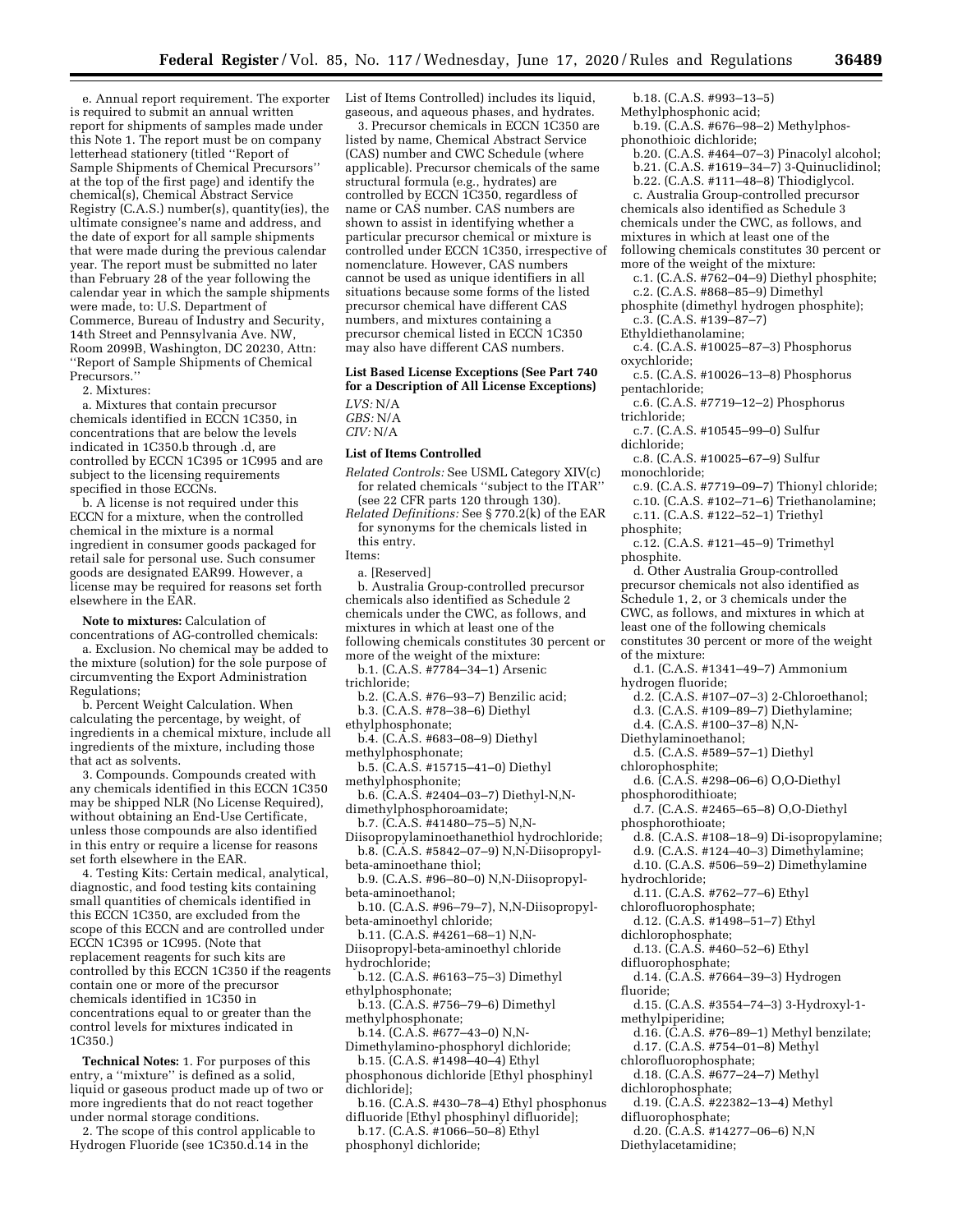e. Annual report requirement. The exporter is required to submit an annual written report for shipments of samples made under this Note 1. The report must be on company letterhead stationery (titled ''Report of Sample Shipments of Chemical Precursors'' at the top of the first page) and identify the chemical(s), Chemical Abstract Service Registry (C.A.S.) number(s), quantity(ies), the ultimate consignee's name and address, and the date of export for all sample shipments that were made during the previous calendar year. The report must be submitted no later than February 28 of the year following the calendar year in which the sample shipments were made, to: U.S. Department of Commerce, Bureau of Industry and Security, 14th Street and Pennsylvania Ave. NW, Room 2099B, Washington, DC 20230, Attn: ''Report of Sample Shipments of Chemical Precursors.''

2. Mixtures:

a. Mixtures that contain precursor chemicals identified in ECCN 1C350, in concentrations that are below the levels indicated in 1C350.b through .d, are controlled by ECCN 1C395 or 1C995 and are subject to the licensing requirements specified in those ECCNs.

b. A license is not required under this ECCN for a mixture, when the controlled chemical in the mixture is a normal ingredient in consumer goods packaged for retail sale for personal use. Such consumer goods are designated EAR99. However, a license may be required for reasons set forth elsewhere in the EAR.

**Note to mixtures:** Calculation of concentrations of AG-controlled chemicals:

a. Exclusion. No chemical may be added to the mixture (solution) for the sole purpose of circumventing the Export Administration Regulations;

b. Percent Weight Calculation. When calculating the percentage, by weight, of ingredients in a chemical mixture, include all ingredients of the mixture, including those that act as solvents.

3. Compounds. Compounds created with any chemicals identified in this ECCN 1C350 may be shipped NLR (No License Required), without obtaining an End-Use Certificate, unless those compounds are also identified in this entry or require a license for reasons set forth elsewhere in the EAR.

4. Testing Kits: Certain medical, analytical, diagnostic, and food testing kits containing small quantities of chemicals identified in this ECCN 1C350, are excluded from the scope of this ECCN and are controlled under ECCN 1C395 or 1C995. (Note that replacement reagents for such kits are controlled by this ECCN 1C350 if the reagents contain one or more of the precursor chemicals identified in 1C350 in concentrations equal to or greater than the control levels for mixtures indicated in 1C350.)

**Technical Notes:** 1. For purposes of this entry, a ''mixture'' is defined as a solid, liquid or gaseous product made up of two or more ingredients that do not react together under normal storage conditions.

2. The scope of this control applicable to Hydrogen Fluoride (see 1C350.d.14 in the List of Items Controlled) includes its liquid, gaseous, and aqueous phases, and hydrates.

3. Precursor chemicals in ECCN 1C350 are listed by name, Chemical Abstract Service (CAS) number and CWC Schedule (where applicable). Precursor chemicals of the same structural formula (e.g., hydrates) are controlled by ECCN 1C350, regardless of name or CAS number. CAS numbers are shown to assist in identifying whether a particular precursor chemical or mixture is controlled under ECCN 1C350, irrespective of nomenclature. However, CAS numbers cannot be used as unique identifiers in all situations because some forms of the listed precursor chemical have different CAS numbers, and mixtures containing a precursor chemical listed in ECCN 1C350 may also have different CAS numbers.

**List Based License Exceptions (See Part 740 for a Description of All License Exceptions)**

*LVS:* N/A
*GBS:* N/A
*CIV:* N/A

**List of Items Controlled**

*Related Controls:* See USML Category XIV(c) for related chemicals ''subject to the ITAR'' (see 22 CFR parts 120 through 130).
*Related Definitions:* See § 770.2(k) of the EAR for synonyms for the chemicals listed in this entry.
Items:

a. [Reserved]

b. Australia Group-controlled precursor chemicals also identified as Schedule 2 chemicals under the CWC, as follows, and mixtures in which at least one of the following chemicals constitutes 30 percent or more of the weight of the mixture:

b.1. (C.A.S. #7784–34–1) Arsenic trichloride;
b.2. (C.A.S. #76–93–7) Benzilic acid;
b.3. (C.A.S. #78–38–6) Diethyl ethylphosphonate;
b.4. (C.A.S. #683–08–9) Diethyl methylphosphonate;
b.5. (C.A.S. #15715–41–0) Diethyl methylphosphonite;
b.6. (C.A.S. #2404–03–7) Diethyl-N,N-dimethylphosphoroamidate;
b.7. (C.A.S. #41480–75–5) N,N-Diisopropylaminoethanethiol hydrochloride;
b.8. (C.A.S. #5842–07–9) N,N-Diisopropyl-beta-aminoethane thiol;
b.9. (C.A.S. #96–80–0) N,N-Diisopropyl-beta-aminoethanol;
b.10. (C.A.S. #96–79–7), N,N-Diisopropyl-beta-aminoethyl chloride;
b.11. (C.A.S. #4261–68–1) N,N-Diisopropyl-beta-aminoethyl chloride hydrochloride;
b.12. (C.A.S. #6163–75–3) Dimethyl ethylphosphonate;
b.13. (C.A.S. #756–79–6) Dimethyl methylphosphonate;
b.14. (C.A.S. #677–43–0) N,N-Dimethylamino-phosphoryl dichloride;
b.15. (C.A.S. #1498–40–4) Ethyl phosphonous dichloride [Ethyl phosphinyl dichloride];
b.16. (C.A.S. #430–78–4) Ethyl phosphonus difluoride [Ethyl phosphinyl difluoride];
b.17. (C.A.S. #1066–50–8) Ethyl phosphonyl dichloride;
b.18. (C.A.S. #993–13–5) Methylphosphonic acid;
b.19. (C.A.S. #676–98–2) Methylphosphonothioic dichloride;
b.20. (C.A.S. #464–07–3) Pinacolyl alcohol;
b.21. (C.A.S. #1619–34–7) 3-Quinuclidinol;
b.22. (C.A.S. #111–48–8) Thiodiglycol.

c. Australia Group-controlled precursor chemicals also identified as Schedule 3 chemicals under the CWC, as follows, and mixtures in which at least one of the following chemicals constitutes 30 percent or more of the weight of the mixture:

c.1. (C.A.S. #762–04–9) Diethyl phosphite;
c.2. (C.A.S. #868–85–9) Dimethyl phosphite (dimethyl hydrogen phosphite);
c.3. (C.A.S. #139–87–7) Ethyldiethanolamine;
c.4. (C.A.S. #10025–87–3) Phosphorus oxychloride;
c.5. (C.A.S. #10026–13–8) Phosphorus pentachloride;
c.6. (C.A.S. #7719–12–2) Phosphorus trichloride;
c.7. (C.A.S. #10545–99–0) Sulfur dichloride;
c.8. (C.A.S. #10025–67–9) Sulfur monochloride;
c.9. (C.A.S. #7719–09–7) Thionyl chloride;
c.10. (C.A.S. #102–71–6) Triethanolamine;
c.11. (C.A.S. #122–52–1) Triethyl phosphite;
c.12. (C.A.S. #121–45–9) Trimethyl phosphite.

d. Other Australia Group-controlled precursor chemicals not also identified as Schedule 1, 2, or 3 chemicals under the CWC, as follows, and mixtures in which at least one of the following chemicals constitutes 30 percent or more of the weight of the mixture:

d.1. (C.A.S. #1341–49–7) Ammonium hydrogen fluoride;
d.2. (C.A.S. #107–07–3) 2-Chloroethanol;
d.3. (C.A.S. #109–89–7) Diethylamine;
d.4. (C.A.S. #100–37–8) N,N-Diethylaminoethanol;
d.5. (C.A.S. #589–57–1) Diethyl chlorophosphite;
d.6. (C.A.S. #298–06–6) O,O-Diethyl phosphorodithioate;
d.7. (C.A.S. #2465–65–8) O,O-Diethyl phosphorothioate;
d.8. (C.A.S. #108–18–9) Di-isopropylamine;
d.9. (C.A.S. #124–40–3) Dimethylamine;
d.10. (C.A.S. #506–59–2) Dimethylamine hydrochloride;
d.11. (C.A.S. #762–77–6) Ethyl chlorofluorophosphate;
d.12. (C.A.S. #1498–51–7) Ethyl dichlorophosphate;
d.13. (C.A.S. #460–52–6) Ethyl difluorophosphate;
d.14. (C.A.S. #7664–39–3) Hydrogen fluoride;
d.15. (C.A.S. #3554–74–3) 3-Hydroxyl-1-methylpiperidine;
d.16. (C.A.S. #76–89–1) Methyl benzilate;
d.17. (C.A.S. #754–01–8) Methyl chlorofluorophosphate;
d.18. (C.A.S. #677–24–7) Methyl dichlorophosphate;
d.19. (C.A.S. #22382–13–4) Methyl difluorophosphate;
d.20. (C.A.S. #14277–06–6) N,N Diethylacetamidine;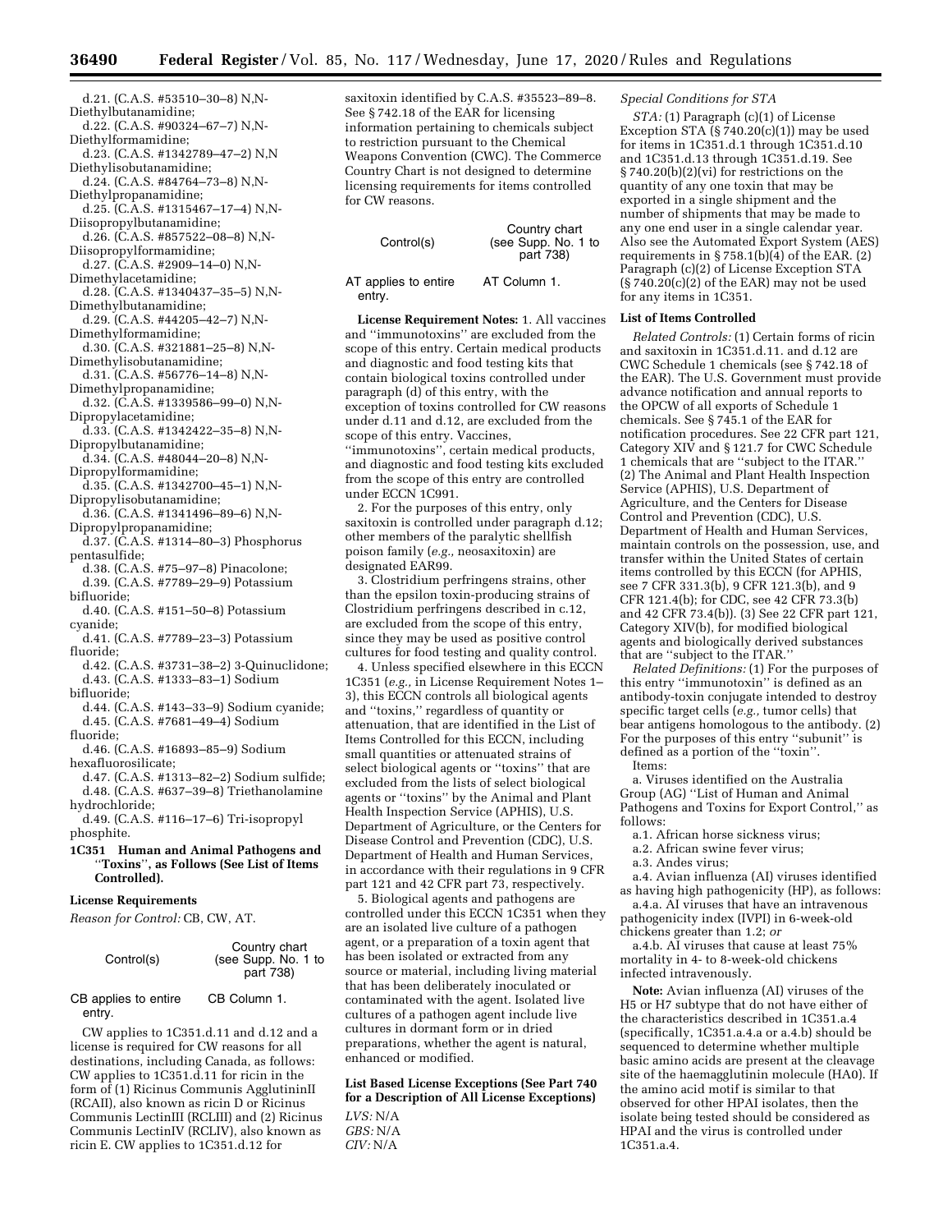d.21. (C.A.S. #53510–30–8) N,N-Diethylbutanamidine;

d.22. (C.A.S. #90324–67–7) N,N-Diethylformamidine;

d.23. (C.A.S. #1342789–47–2) N,N Diethylisobutanamidine;

d.24. (C.A.S. #84764–73–8) N,N-Diethylpropanamidine;

d.25. (C.A.S. #1315467–17–4) N,N-Diisopropylbutanamidine;

d.26. (C.A.S. #857522–08–8) N,N-Diisopropylformamidine;

d.27. (C.A.S. #2909–14–0) N,N-Dimethylacetamidine;

d.28. (C.A.S. #1340437–35–5) N,N-Dimethylbutanamidine;

d.29. (C.A.S. #44205–42–7) N,N-Dimethylformamidine;

d.30. (C.A.S. #321881–25–8) N,N-Dimethylisobutanamidine;

d.31. (C.A.S. #56776–14–8) N,N-Dimethylpropanamidine;

d.32. (C.A.S. #1339586–99–0) N,N-Dipropylacetamidine;

d.33. (C.A.S. #1342422–35–8) N,N-Dipropylbutanamidine;

d.34. (C.A.S. #48044–20–8) N,N-Dipropylformamidine;

d.35. (C.A.S. #1342700–45–1) N,N-Dipropylisobutanamidine;

d.36. (C.A.S. #1341496–89–6) N,N-Dipropylpropanamidine;

d.37. (C.A.S. #1314–80–3) Phosphorus pentasulfide;

d.38. (C.A.S. #75–97–8) Pinacolone;

d.39. (C.A.S. #7789–29–9) Potassium bifluoride;

d.40. (C.A.S. #151–50–8) Potassium cyanide;

d.41. (C.A.S. #7789–23–3) Potassium fluoride;

d.42. (C.A.S. #3731–38–2) 3-Quinuclidone;

d.43. (C.A.S. #1333–83–1) Sodium bifluoride;

d.44. (C.A.S. #143–33–9) Sodium cyanide;

d.45. (C.A.S. #7681–49–4) Sodium fluoride;

d.46. (C.A.S. #16893–85–9) Sodium hexafluorosilicate;

d.47. (C.A.S. #1313–82–2) Sodium sulfide;

d.48. (C.A.S. #637–39–8) Triethanolamine hydrochloride;

d.49. (C.A.S. #116–17–6) Tri-isopropyl phosphite.

**1C351 Human and Animal Pathogens and ''Toxins'', as Follows (See List of Items Controlled).**

**License Requirements**

*Reason for Control:* CB, CW, AT.

| Control(s) | Country chart (see Supp. No. 1 to part 738) |
|---|---|
| CB applies to entire entry. | CB Column 1. |

CW applies to 1C351.d.11 and d.12 and a license is required for CW reasons for all destinations, including Canada, as follows: CW applies to 1C351.d.11 for ricin in the form of (1) Ricinus Communis AgglutininII (RCAII), also known as ricin D or Ricinus Communis LectinIII (RCLIII) and (2) Ricinus Communis LectinIV (RCLIV), also known as ricin E. CW applies to 1C351.d.12 for saxitoxin identified by C.A.S. #35523–89–8. See § 742.18 of the EAR for licensing information pertaining to chemicals subject to restriction pursuant to the Chemical Weapons Convention (CWC). The Commerce Country Chart is not designed to determine licensing requirements for items controlled for CW reasons.

| Control(s) | Country chart (see Supp. No. 1 to part 738) |
|---|---|
| AT applies to entire entry. | AT Column 1. |

**License Requirement Notes:** 1. All vaccines and ''immunotoxins'' are excluded from the scope of this entry. Certain medical products and diagnostic and food testing kits that contain biological toxins controlled under paragraph (d) of this entry, with the exception of toxins controlled for CW reasons under d.11 and d.12, are excluded from the scope of this entry. Vaccines, ''immunotoxins'', certain medical products, and diagnostic and food testing kits excluded from the scope of this entry are controlled under ECCN 1C991.

2. For the purposes of this entry, only saxitoxin is controlled under paragraph d.12; other members of the paralytic shellfish poison family (*e.g.,* neosaxitoxin) are designated EAR99.

3. Clostridium perfringens strains, other than the epsilon toxin-producing strains of Clostridium perfringens described in c.12, are excluded from the scope of this entry, since they may be used as positive control cultures for food testing and quality control.

4. Unless specified elsewhere in this ECCN 1C351 (*e.g.,* in License Requirement Notes 1–3), this ECCN controls all biological agents and ''toxins,'' regardless of quantity or attenuation, that are identified in the List of Items Controlled for this ECCN, including small quantities or attenuated strains of select biological agents or ''toxins'' that are excluded from the lists of select biological agents or ''toxins'' by the Animal and Plant Health Inspection Service (APHIS), U.S. Department of Agriculture, or the Centers for Disease Control and Prevention (CDC), U.S. Department of Health and Human Services, in accordance with their regulations in 9 CFR part 121 and 42 CFR part 73, respectively.

5. Biological agents and pathogens are controlled under this ECCN 1C351 when they are an isolated live culture of a pathogen agent, or a preparation of a toxin agent that has been isolated or extracted from any source or material, including living material that has been deliberately inoculated or contaminated with the agent. Isolated live cultures of a pathogen agent include live cultures in dormant form or in dried preparations, whether the agent is natural, enhanced or modified.

**List Based License Exceptions (See Part 740 for a Description of All License Exceptions)**

*LVS:* N/A
*GBS:* N/A
*CIV:* N/A

*Special Conditions for STA*

*STA:* (1) Paragraph (c)(1) of License Exception STA (§ 740.20(c)(1)) may be used for items in 1C351.d.1 through 1C351.d.10 and 1C351.d.13 through 1C351.d.19. See § 740.20(b)(2)(vi) for restrictions on the quantity of any one toxin that may be exported in a single shipment and the number of shipments that may be made to any one end user in a single calendar year. Also see the Automated Export System (AES) requirements in § 758.1(b)(4) of the EAR. (2) Paragraph (c)(2) of License Exception STA (§ 740.20(c)(2) of the EAR) may not be used for any items in 1C351.

**List of Items Controlled**

*Related Controls:* (1) Certain forms of ricin and saxitoxin in 1C351.d.11. and d.12 are CWC Schedule 1 chemicals (see § 742.18 of the EAR). The U.S. Government must provide advance notification and annual reports to the OPCW of all exports of Schedule 1 chemicals. See § 745.1 of the EAR for notification procedures. See 22 CFR part 121, Category XIV and § 121.7 for CWC Schedule 1 chemicals that are ''subject to the ITAR.'' (2) The Animal and Plant Health Inspection Service (APHIS), U.S. Department of Agriculture, and the Centers for Disease Control and Prevention (CDC), U.S. Department of Health and Human Services, maintain controls on the possession, use, and transfer within the United States of certain items controlled by this ECCN (for APHIS, see 7 CFR 331.3(b), 9 CFR 121.3(b), and 9 CFR 121.4(b); for CDC, see 42 CFR 73.3(b) and 42 CFR 73.4(b)). (3) See 22 CFR part 121, Category XIV(b), for modified biological agents and biologically derived substances that are ''subject to the ITAR.''

*Related Definitions:* (1) For the purposes of this entry ''immunotoxin'' is defined as an antibody-toxin conjugate intended to destroy specific target cells (*e.g.,* tumor cells) that bear antigens homologous to the antibody. (2) For the purposes of this entry ''subunit'' is defined as a portion of the ''toxin''.

Items:

a. Viruses identified on the Australia Group (AG) ''List of Human and Animal Pathogens and Toxins for Export Control,'' as follows:

a.1. African horse sickness virus;

a.2. African swine fever virus;

a.3. Andes virus;

a.4. Avian influenza (AI) viruses identified as having high pathogenicity (HP), as follows:

a.4.a. AI viruses that have an intravenous pathogenicity index (IVPI) in 6-week-old chickens greater than 1.2; *or*

a.4.b. AI viruses that cause at least 75% mortality in 4- to 8-week-old chickens infected intravenously.

**Note:** Avian influenza (AI) viruses of the H5 or H7 subtype that do not have either of the characteristics described in 1C351.a.4 (specifically, 1C351.a.4.a or a.4.b) should be sequenced to determine whether multiple basic amino acids are present at the cleavage site of the haemagglutinin molecule (HA0). If the amino acid motif is similar to that observed for other HPAI isolates, then the isolate being tested should be considered as HPAI and the virus is controlled under 1C351.a.4.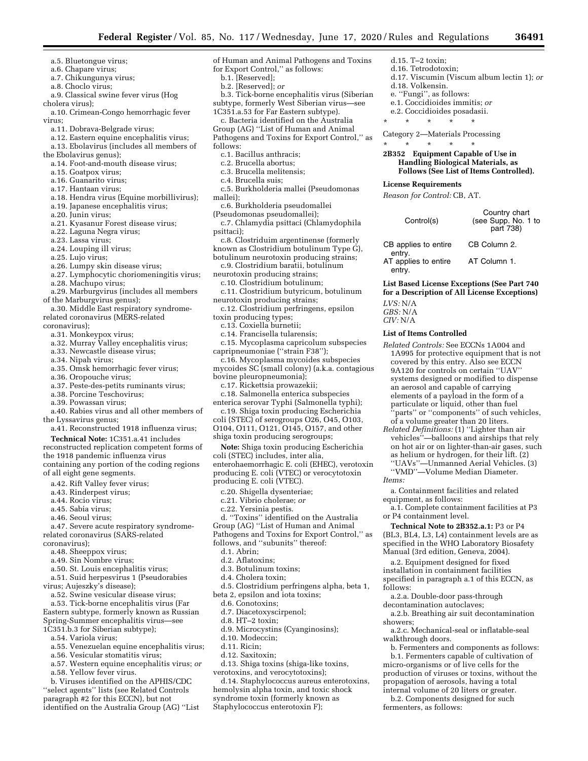a.5. Bluetongue virus;

a.6. Chapare virus;

a.7. Chikungunya virus;

a.8. Choclo virus;

a.9. Classical swine fever virus (Hog cholera virus);

a.10. Crimean-Congo hemorrhagic fever virus;

a.11. Dobrava-Belgrade virus;

a.12. Eastern equine encephalitis virus;

a.13. Ebolavirus (includes all members of the Ebolavirus genus);

a.14. Foot-and-mouth disease virus;

a.15. Goatpox virus;

a.16. Guanarito virus;

a.17. Hantaan virus;

a.18. Hendra virus (Equine morbillivirus);

a.19. Japanese encephalitis virus;

a.20. Junin virus;

a.21. Kyasanur Forest disease virus;

a.22. Laguna Negra virus;

a.23. Lassa virus;

a.24. Louping ill virus;

a.25. Lujo virus;

a.26. Lumpy skin disease virus;

a.27. Lymphocytic choriomeningitis virus;

a.28. Machupo virus;

a.29. Marburgvirus (includes all members of the Marburgvirus genus);

a.30. Middle East respiratory syndrome-related coronavirus (MERS-related coronavirus);

a.31. Monkeypox virus;

a.32. Murray Valley encephalitis virus;

a.33. Newcastle disease virus;

a.34. Nipah virus;

a.35. Omsk hemorrhagic fever virus;

a.36. Oropouche virus;

a.37. Peste-des-petits ruminants virus;

a.38. Porcine Teschovirus;

a.39. Powassan virus;

a.40. Rabies virus and all other members of the Lyssavirus genus;

a.41. Reconstructed 1918 influenza virus;

**Technical Note:** 1C351.a.41 includes reconstructed replication competent forms of the 1918 pandemic influenza virus containing any portion of the coding regions of all eight gene segments.

a.42. Rift Valley fever virus;

a.43. Rinderpest virus;

a.44. Rocio virus;

a.45. Sabia virus;

a.46. Seoul virus;

a.47. Severe acute respiratory syndrome-related coronavirus (SARS-related coronavirus);

a.48. Sheeppox virus;

a.49. Sin Nombre virus;

a.50. St. Louis encephalitis virus;

a.51. Suid herpesvirus 1 (Pseudorabies virus; Aujeszky's disease);

a.52. Swine vesicular disease virus;

a.53. Tick-borne encephalitis virus (Far Eastern subtype, formerly known as Russian Spring-Summer encephalitis virus—see 1C351.b.3 for Siberian subtype);

a.54. Variola virus;

a.55. Venezuelan equine encephalitis virus;

a.56. Vesicular stomatitis virus;

a.57. Western equine encephalitis virus; *or*

a.58. Yellow fever virus.

b. Viruses identified on the APHIS/CDC ''select agents'' lists (see Related Controls paragraph #2 for this ECCN), but not identified on the Australia Group (AG) ''List of Human and Animal Pathogens and Toxins for Export Control,'' as follows:

b.1. [Reserved];

b.2. [Reserved]; *or*

b.3. Tick-borne encephalitis virus (Siberian subtype, formerly West Siberian virus—see 1C351.a.53 for Far Eastern subtype).

c. Bacteria identified on the Australia Group (AG) ''List of Human and Animal Pathogens and Toxins for Export Control,'' as follows:

c.1. Bacillus anthracis;

c.2. Brucella abortus;

c.3. Brucella melitensis;

c.4. Brucella suis;

c.5. Burkholderia mallei (Pseudomonas mallei);

c.6. Burkholderia pseudomallei (Pseudomonas pseudomallei);

c.7. Chlamydia psittaci (Chlamydophila psittaci);

c.8. Clostriduim argentinense (formerly known as Clostridium botulinum Type G), botulinum neurotoxin producing strains;

c.9. Clostridium baratii, botulinum neurotoxin producing strains;

c.10. Clostridium botulinum;

c.11. Clostridium butyricum, botulinum neurotoxin producing strains;

c.12. Clostridium perfringens, epsilon toxin producing types;

c.13. Coxiella burnetii;

c.14. Francisella tularensis;

c.15. Mycoplasma capricolum subspecies capripneumoniae (''strain F38'');

c.16. Mycoplasma mycoides subspecies mycoides SC (small colony) (a.k.a. contagious bovine pleuropneumonia);

c.17. Rickettsia prowazekii;

c.18. Salmonella enterica subspecies enterica serovar Typhi (Salmonella typhi);

c.19. Shiga toxin producing Escherichia coli (STEC) of serogroups O26, O45, O103, O104, O111, O121, O145, O157, and other shiga toxin producing serogroups;

**Note:** Shiga toxin producing Escherichia coli (STEC) includes, inter alia, enterohaemorrhagic E. coli (EHEC), verotoxin producing E. coli (VTEC) or verocytotoxin producing E. coli (VTEC).

c.20. Shigella dysenteriae;

c.21. Vibrio cholerae; *or*

c.22. Yersinia pestis.

d. ''Toxins'' identified on the Australia Group (AG) ''List of Human and Animal Pathogens and Toxins for Export Control,'' as follows, and ''subunits'' thereof:

d.1. Abrin;

d.2. Aflatoxins;

d.3. Botulinum toxins;

d.4. Cholera toxin;

d.5. Clostridium perfringens alpha, beta 1, beta 2, epsilon and iota toxins;

d.6. Conotoxins;

d.7. Diacetoxyscirpenol;

d.8. HT–2 toxin;

d.9. Microcystins (Cyanginosins);

d.10. Modeccin;

d.11. Ricin;

d.12. Saxitoxin;

d.13. Shiga toxins (shiga-like toxins, verotoxins, and verocytotoxins);

d.14. Staphylococcus aureus enterotoxins, hemolysin alpha toxin, and toxic shock syndrome toxin (formerly known as Staphylococcus enterotoxin F);

d.15. T–2 toxin;

d.16. Tetrodotoxin;

d.17. Viscumin (Viscum album lectin 1); *or*

d.18. Volkensin.

e. ''Fungi'', as follows:

e.1. Coccidioides immitis; *or*

e.2. Coccidioides posadasii.

\* \* \* \* \*

Category 2—Materials Processing

\* \* \* \* \*

**2B352 Equipment Capable of Use in Handling Biological Materials, as Follows (See List of Items Controlled).**

**License Requirements**

*Reason for Control:* CB, AT.

| Control(s) | Country chart (see Supp. No. 1 to part 738) |
|---|---|
| CB applies to entire entry. | CB Column 2. |
| AT applies to entire entry. | AT Column 1. |

**List Based License Exceptions (See Part 740 for a Description of All License Exceptions)**

*LVS:* N/A
*GBS:* N/A
*CIV:* N/A

**List of Items Controlled**

*Related Controls:* See ECCNs 1A004 and 1A995 for protective equipment that is not covered by this entry. Also see ECCN 9A120 for controls on certain ''UAV'' systems designed or modified to dispense an aerosol and capable of carrying elements of a payload in the form of a particulate or liquid, other than fuel ''parts'' or ''components'' of such vehicles, of a volume greater than 20 liters.

*Related Definitions:* (1) ''Lighter than air vehicles''—balloons and airships that rely on hot air or on lighter-than-air gases, such as helium or hydrogen, for their lift. (2) ''UAVs''—Unmanned Aerial Vehicles. (3) ''VMD''—Volume Median Diameter.

*Items:*

a. Containment facilities and related equipment, as follows:

a.1. Complete containment facilities at P3 or P4 containment level.

**Technical Note to 2B352.a.1:** P3 or P4 (BL3, BL4, L3, L4) containment levels are as specified in the WHO Laboratory Biosafety Manual (3rd edition, Geneva, 2004).

a.2. Equipment designed for fixed installation in containment facilities specified in paragraph a.1 of this ECCN, as follows:

a.2.a. Double-door pass-through decontamination autoclaves;

a.2.b. Breathing air suit decontamination showers;

a.2.c. Mechanical-seal or inflatable-seal walkthrough doors.

b. Fermenters and components as follows:

b.1. Fermenters capable of cultivation of micro-organisms or of live cells for the production of viruses or toxins, without the propagation of aerosols, having a total internal volume of 20 liters or greater.

b.2. Components designed for such fermenters, as follows: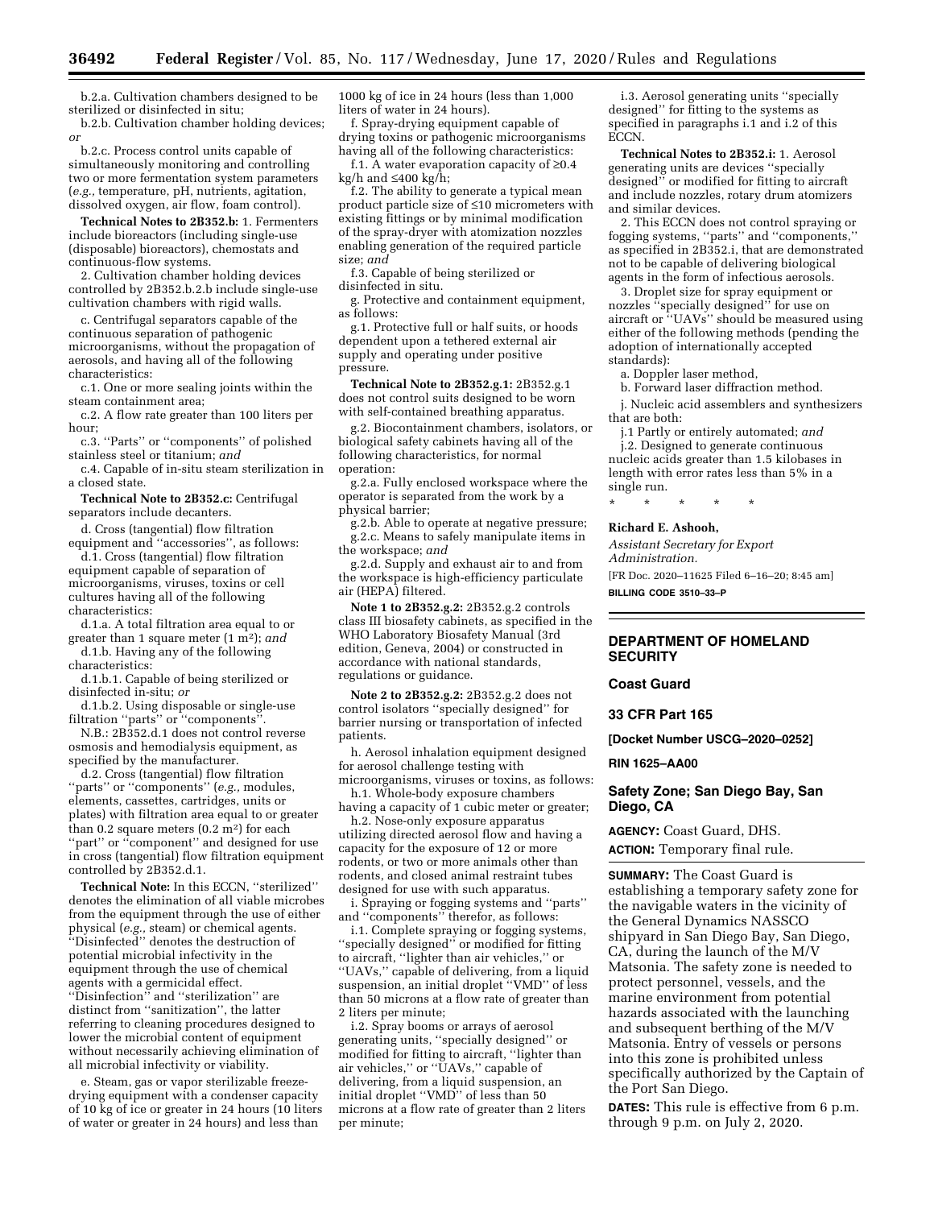b.2.a. Cultivation chambers designed to be sterilized or disinfected in situ;

b.2.b. Cultivation chamber holding devices; *or*

b.2.c. Process control units capable of simultaneously monitoring and controlling two or more fermentation system parameters (*e.g.,* temperature, pH, nutrients, agitation, dissolved oxygen, air flow, foam control).

**Technical Notes to 2B352.b:** 1. Fermenters include bioreactors (including single-use (disposable) bioreactors), chemostats and continuous-flow systems.

2. Cultivation chamber holding devices controlled by 2B352.b.2.b include single-use cultivation chambers with rigid walls.

c. Centrifugal separators capable of the continuous separation of pathogenic microorganisms, without the propagation of aerosols, and having all of the following characteristics:

c.1. One or more sealing joints within the steam containment area;

c.2. A flow rate greater than 100 liters per hour;

c.3. ''Parts'' or ''components'' of polished stainless steel or titanium; *and*

c.4. Capable of in-situ steam sterilization in a closed state.

**Technical Note to 2B352.c:** Centrifugal separators include decanters.

d. Cross (tangential) flow filtration equipment and ''accessories'', as follows:

d.1. Cross (tangential) flow filtration equipment capable of separation of microorganisms, viruses, toxins or cell cultures having all of the following characteristics:

d.1.a. A total filtration area equal to or greater than 1 square meter (1 $m^2$); *and*

d.1.b. Having any of the following characteristics:

d.1.b.1. Capable of being sterilized or disinfected in-situ; *or*

d.1.b.2. Using disposable or single-use filtration ''parts'' or ''components''.

N.B.: 2B352.d.1 does not control reverse osmosis and hemodialysis equipment, as specified by the manufacturer.

d.2. Cross (tangential) flow filtration ''parts'' or ''components'' (*e.g.,* modules, elements, cassettes, cartridges, units or plates) with filtration area equal to or greater than 0.2 square meters (0.2 $m^2$) for each ''part'' or ''component'' and designed for use in cross (tangential) flow filtration equipment controlled by 2B352.d.1.

**Technical Note:** In this ECCN, ''sterilized'' denotes the elimination of all viable microbes from the equipment through the use of either physical (*e.g.,* steam) or chemical agents. ''Disinfected'' denotes the destruction of potential microbial infectivity in the equipment through the use of chemical agents with a germicidal effect. ''Disinfection'' and ''sterilization'' are distinct from ''sanitization'', the latter referring to cleaning procedures designed to lower the microbial content of equipment without necessarily achieving elimination of all microbial infectivity or viability.

e. Steam, gas or vapor sterilizable freeze-drying equipment with a condenser capacity of 10 kg of ice or greater in 24 hours (10 liters of water or greater in 24 hours) and less than 1000 kg of ice in 24 hours (less than 1,000 liters of water in 24 hours).

f. Spray-drying equipment capable of drying toxins or pathogenic microorganisms having all of the following characteristics:

f.1. A water evaporation capacity of ≥0.4 kg/h and ≤400 kg/h;

f.2. The ability to generate a typical mean product particle size of ≤10 micrometers with existing fittings or by minimal modification of the spray-dryer with atomization nozzles enabling generation of the required particle size; *and*

f.3. Capable of being sterilized or disinfected in situ.

g. Protective and containment equipment, as follows:

g.1. Protective full or half suits, or hoods dependent upon a tethered external air supply and operating under positive pressure.

**Technical Note to 2B352.g.1:** 2B352.g.1 does not control suits designed to be worn with self-contained breathing apparatus.

g.2. Biocontainment chambers, isolators, or biological safety cabinets having all of the following characteristics, for normal operation:

g.2.a. Fully enclosed workspace where the operator is separated from the work by a physical barrier;

g.2.b. Able to operate at negative pressure;

g.2.c. Means to safely manipulate items in the workspace; *and*

g.2.d. Supply and exhaust air to and from the workspace is high-efficiency particulate air (HEPA) filtered.

**Note 1 to 2B352.g.2:** 2B352.g.2 controls class III biosafety cabinets, as specified in the WHO Laboratory Biosafety Manual (3rd edition, Geneva, 2004) or constructed in accordance with national standards, regulations or guidance.

**Note 2 to 2B352.g.2:** 2B352.g.2 does not control isolators ''specially designed'' for barrier nursing or transportation of infected patients.

h. Aerosol inhalation equipment designed for aerosol challenge testing with microorganisms, viruses or toxins, as follows:

h.1. Whole-body exposure chambers having a capacity of 1 cubic meter or greater;

h.2. Nose-only exposure apparatus utilizing directed aerosol flow and having a capacity for the exposure of 12 or more rodents, or two or more animals other than rodents, and closed animal restraint tubes designed for use with such apparatus.

i. Spraying or fogging systems and ''parts'' and ''components'' therefor, as follows:

i.1. Complete spraying or fogging systems, ''specially designed'' or modified for fitting to aircraft, ''lighter than air vehicles,'' or ''UAVs,'' capable of delivering, from a liquid suspension, an initial droplet ''VMD'' of less than 50 microns at a flow rate of greater than 2 liters per minute;

i.2. Spray booms or arrays of aerosol generating units, ''specially designed'' or modified for fitting to aircraft, ''lighter than air vehicles,'' or ''UAVs,'' capable of delivering, from a liquid suspension, an initial droplet ''VMD'' of less than 50 microns at a flow rate of greater than 2 liters per minute;

i.3. Aerosol generating units ''specially designed'' for fitting to the systems as specified in paragraphs i.1 and i.2 of this ECCN.

**Technical Notes to 2B352.i:** 1. Aerosol generating units are devices ''specially designed'' or modified for fitting to aircraft and include nozzles, rotary drum atomizers and similar devices.

2. This ECCN does not control spraying or fogging systems, ''parts'' and ''components,'' as specified in 2B352.i, that are demonstrated not to be capable of delivering biological agents in the form of infectious aerosols.

3. Droplet size for spray equipment or nozzles ''specially designed'' for use on aircraft or ''UAVs'' should be measured using either of the following methods (pending the adoption of internationally accepted standards):

a. Doppler laser method,

b. Forward laser diffraction method.

j. Nucleic acid assemblers and synthesizers that are both:

j.1 Partly or entirely automated; *and*

j.2. Designed to generate continuous nucleic acids greater than 1.5 kilobases in length with error rates less than 5% in a single run.

\* \* \* \* \*

**Richard E. Ashooh,**

*Assistant Secretary for Export Administration.*

[FR Doc. 2020–11625 Filed 6–16–20; 8:45 am]

**BILLING CODE 3510–33–P**

---

## DEPARTMENT OF HOMELAND SECURITY

### Coast Guard

### 33 CFR Part 165

**[Docket Number USCG–2020–0252]**

**RIN 1625–AA00**

### Safety Zone; San Diego Bay, San Diego, CA

**AGENCY:** Coast Guard, DHS.

**ACTION:** Temporary final rule.

**SUMMARY:** The Coast Guard is establishing a temporary safety zone for the navigable waters in the vicinity of the General Dynamics NASSCO shipyard in San Diego Bay, San Diego, CA, during the launch of the M/V Matsonia. The safety zone is needed to protect personnel, vessels, and the marine environment from potential hazards associated with the launching and subsequent berthing of the M/V Matsonia. Entry of vessels or persons into this zone is prohibited unless specifically authorized by the Captain of the Port San Diego.

**DATES:** This rule is effective from 6 p.m. through 9 p.m. on July 2, 2020.